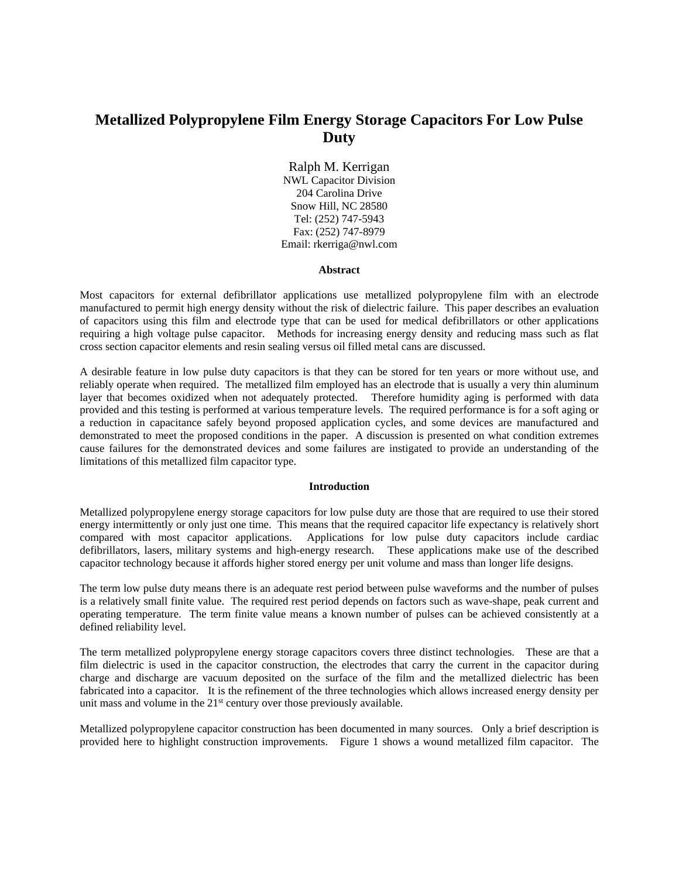# Metallized Polypropylene Film Energy Storage Capacitors For Low Pulse Duty

Ralph M. Kerrigan
NWL Capacitor Division
204 Carolina Drive
Snow Hill, NC 28580
Tel: (252) 747-5943
Fax: (252) 747-8979
Email: rkerriga@nwl.com

## Abstract

Most capacitors for external defibrillator applications use metallized polypropylene film with an electrode manufactured to permit high energy density without the risk of dielectric failure. This paper describes an evaluation of capacitors using this film and electrode type that can be used for medical defibrillators or other applications requiring a high voltage pulse capacitor. Methods for increasing energy density and reducing mass such as flat cross section capacitor elements and resin sealing versus oil filled metal cans are discussed.

A desirable feature in low pulse duty capacitors is that they can be stored for ten years or more without use, and reliably operate when required. The metallized film employed has an electrode that is usually a very thin aluminum layer that becomes oxidized when not adequately protected. Therefore humidity aging is performed with data provided and this testing is performed at various temperature levels. The required performance is for a soft aging or a reduction in capacitance safely beyond proposed application cycles, and some devices are manufactured and demonstrated to meet the proposed conditions in the paper. A discussion is presented on what condition extremes cause failures for the demonstrated devices and some failures are instigated to provide an understanding of the limitations of this metallized film capacitor type.

## Introduction

Metallized polypropylene energy storage capacitors for low pulse duty are those that are required to use their stored energy intermittently or only just one time. This means that the required capacitor life expectancy is relatively short compared with most capacitor applications. Applications for low pulse duty capacitors include cardiac defibrillators, lasers, military systems and high-energy research. These applications make use of the described capacitor technology because it affords higher stored energy per unit volume and mass than longer life designs.

The term low pulse duty means there is an adequate rest period between pulse waveforms and the number of pulses is a relatively small finite value. The required rest period depends on factors such as wave-shape, peak current and operating temperature. The term finite value means a known number of pulses can be achieved consistently at a defined reliability level.

The term metallized polypropylene energy storage capacitors covers three distinct technologies. These are that a film dielectric is used in the capacitor construction, the electrodes that carry the current in the capacitor during charge and discharge are vacuum deposited on the surface of the film and the metallized dielectric has been fabricated into a capacitor. It is the refinement of the three technologies which allows increased energy density per unit mass and volume in the 21st century over those previously available.

Metallized polypropylene capacitor construction has been documented in many sources. Only a brief description is provided here to highlight construction improvements. Figure 1 shows a wound metallized film capacitor. The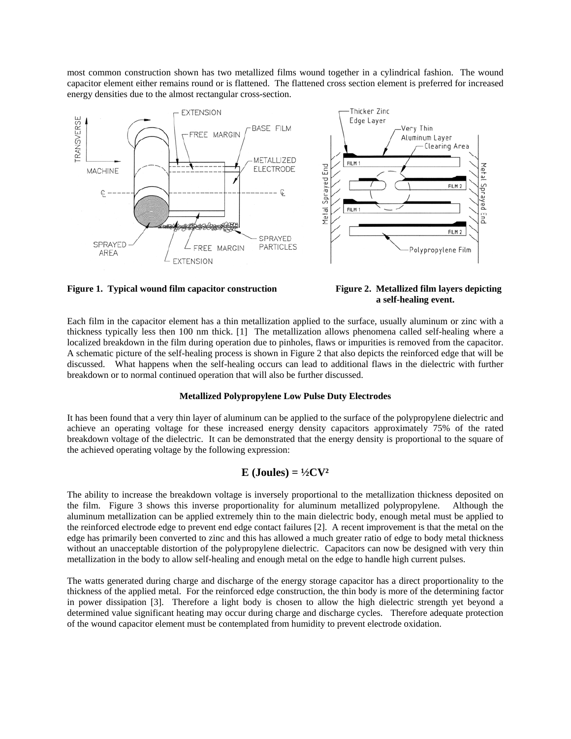most common construction shown has two metallized films wound together in a cylindrical fashion. The wound capacitor element either remains round or is flattened. The flattened cross section element is preferred for increased energy densities due to the almost rectangular cross-section.

**Figure 1. Typical wound film capacitor construction**

**Figure 2. Metallized film layers depicting a self-healing event.**

Each film in the capacitor element has a thin metallization applied to the surface, usually aluminum or zinc with a thickness typically less then 100 nm thick. [1] The metallization allows phenomena called self-healing where a localized breakdown in the film during operation due to pinholes, flaws or impurities is removed from the capacitor. A schematic picture of the self-healing process is shown in Figure 2 that also depicts the reinforced edge that will be discussed. What happens when the self-healing occurs can lead to additional flaws in the dielectric with further breakdown or to normal continued operation that will also be further discussed.

**Metallized Polypropylene Low Pulse Duty Electrodes**

It has been found that a very thin layer of aluminum can be applied to the surface of the polypropylene dielectric and achieve an operating voltage for these increased energy density capacitors approximately 75% of the rated breakdown voltage of the dielectric. It can be demonstrated that the energy density is proportional to the square of the achieved operating voltage by the following expression:

$$E \text{ (Joules)} = \frac{1}{2}CV^2$$

The ability to increase the breakdown voltage is inversely proportional to the metallization thickness deposited on the film. Figure 3 shows this inverse proportionality for aluminum metallized polypropylene. Although the aluminum metallization can be applied extremely thin to the main dielectric body, enough metal must be applied to the reinforced electrode edge to prevent end edge contact failures [2]. A recent improvement is that the metal on the edge has primarily been converted to zinc and this has allowed a much greater ratio of edge to body metal thickness without an unacceptable distortion of the polypropylene dielectric. Capacitors can now be designed with very thin metallization in the body to allow self-healing and enough metal on the edge to handle high current pulses.

The watts generated during charge and discharge of the energy storage capacitor has a direct proportionality to the thickness of the applied metal. For the reinforced edge construction, the thin body is more of the determining factor in power dissipation [3]. Therefore a light body is chosen to allow the high dielectric strength yet beyond a determined value significant heating may occur during charge and discharge cycles. Therefore adequate protection of the wound capacitor element must be contemplated from humidity to prevent electrode oxidation.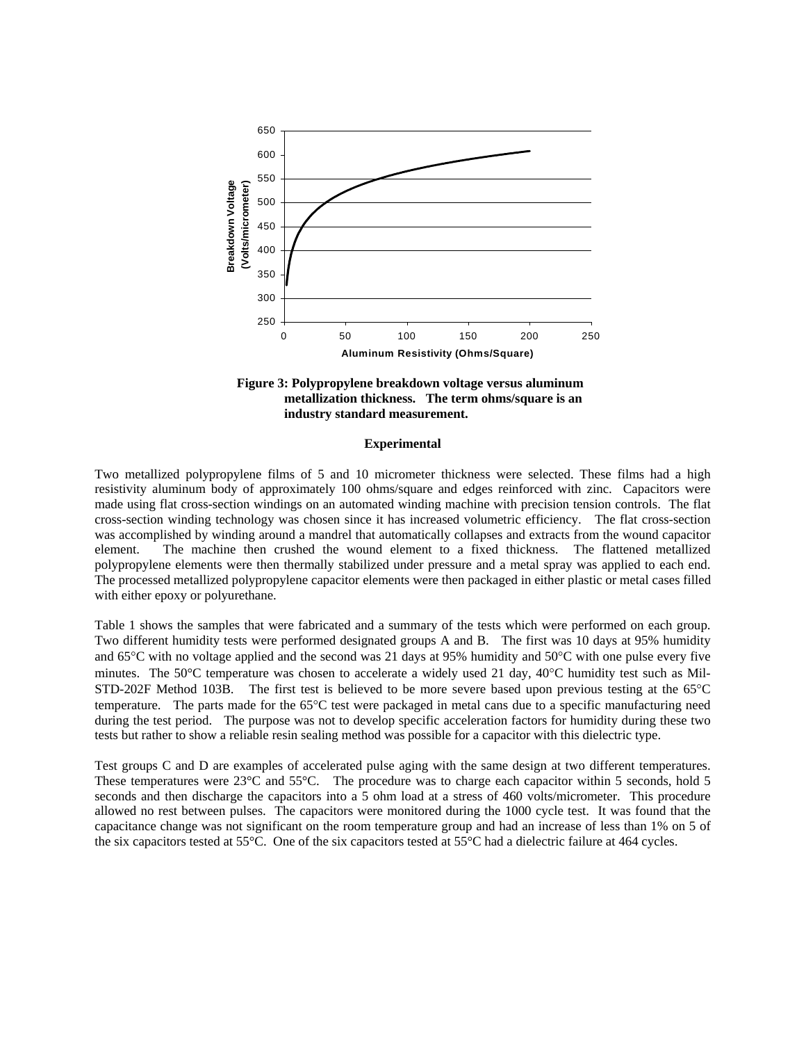**Figure 3: Polypropylene breakdown voltage versus aluminum metallization thickness. The term ohms/square is an industry standard measurement.**

## Experimental

Two metallized polypropylene films of 5 and 10 micrometer thickness were selected. These films had a high resistivity aluminum body of approximately 100 ohms/square and edges reinforced with zinc. Capacitors were made using flat cross-section windings on an automated winding machine with precision tension controls. The flat cross-section winding technology was chosen since it has increased volumetric efficiency. The flat cross-section was accomplished by winding around a mandrel that automatically collapses and extracts from the wound capacitor element. The machine then crushed the wound element to a fixed thickness. The flattened metallized polypropylene elements were then thermally stabilized under pressure and a metal spray was applied to each end. The processed metallized polypropylene capacitor elements were then packaged in either plastic or metal cases filled with either epoxy or polyurethane.

Table 1 shows the samples that were fabricated and a summary of the tests which were performed on each group. Two different humidity tests were performed designated groups A and B. The first was 10 days at 95% humidity and 65°C with no voltage applied and the second was 21 days at 95% humidity and 50°C with one pulse every five minutes. The 50°C temperature was chosen to accelerate a widely used 21 day, 40°C humidity test such as Mil-STD-202F Method 103B. The first test is believed to be more severe based upon previous testing at the 65°C temperature. The parts made for the 65°C test were packaged in metal cans due to a specific manufacturing need during the test period. The purpose was not to develop specific acceleration factors for humidity during these two tests but rather to show a reliable resin sealing method was possible for a capacitor with this dielectric type.

Test groups C and D are examples of accelerated pulse aging with the same design at two different temperatures. These temperatures were 23°C and 55°C. The procedure was to charge each capacitor within 5 seconds, hold 5 seconds and then discharge the capacitors into a 5 ohm load at a stress of 460 volts/micrometer. This procedure allowed no rest between pulses. The capacitors were monitored during the 1000 cycle test. It was found that the capacitance change was not significant on the room temperature group and had an increase of less than 1% on 5 of the six capacitors tested at 55°C. One of the six capacitors tested at 55°C had a dielectric failure at 464 cycles.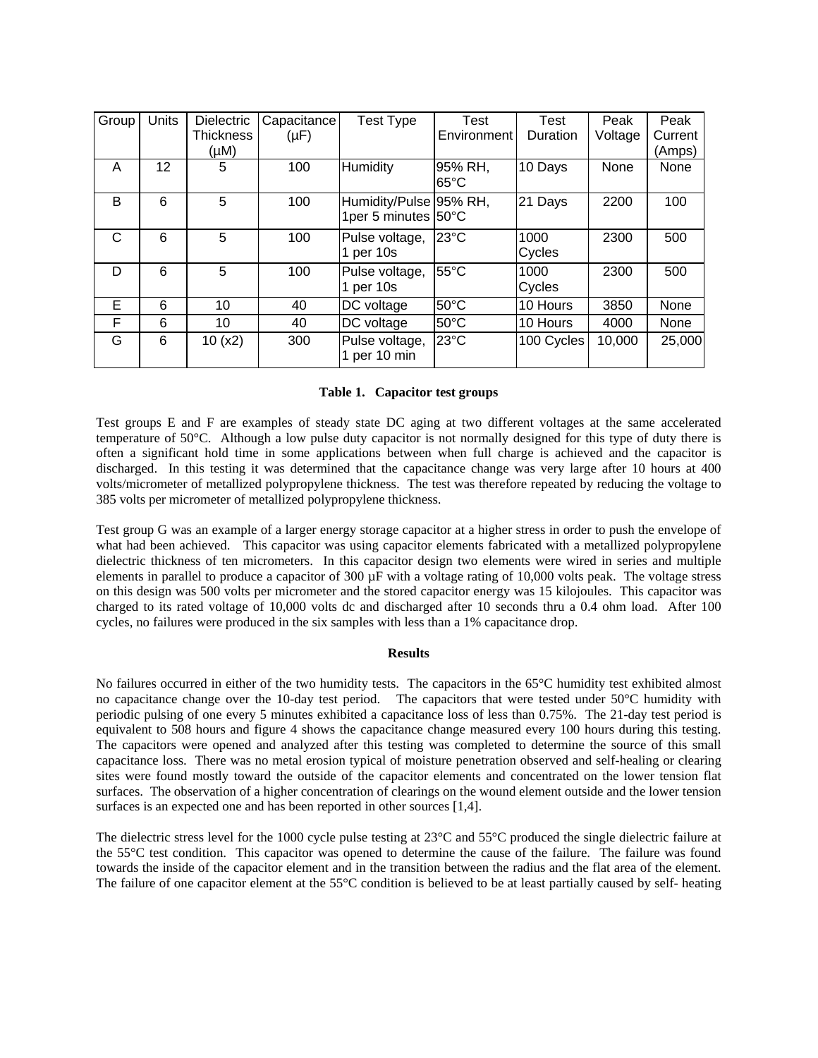| Group | Units | Dielectric Thickness (μM) | Capacitance (μF) | Test Type | Test Environment | Test Duration | Peak Voltage | Peak Current (Amps) |
|---|---|---|---|---|---|---|---|---|
| A | 12 | 5 | 100 | Humidity | 95% RH, 65°C | 10 Days | None | None |
| B | 6 | 5 | 100 | Humidity/Pulse 1per 5 minutes | 95% RH, 50°C | 21 Days | 2200 | 100 |
| C | 6 | 5 | 100 | Pulse voltage, 1 per 10s | 23°C | 1000 Cycles | 2300 | 500 |
| D | 6 | 5 | 100 | Pulse voltage, 1 per 10s | 55°C | 1000 Cycles | 2300 | 500 |
| E | 6 | 10 | 40 | DC voltage | 50°C | 10 Hours | 3850 | None |
| F | 6 | 10 | 40 | DC voltage | 50°C | 10 Hours | 4000 | None |
| G | 6 | 10 (x2) | 300 | Pulse voltage, 1 per 10 min | 23°C | 100 Cycles | 10,000 | 25,000 |

**Table 1. Capacitor test groups**

Test groups E and F are examples of steady state DC aging at two different voltages at the same accelerated temperature of 50°C. Although a low pulse duty capacitor is not normally designed for this type of duty there is often a significant hold time in some applications between when full charge is achieved and the capacitor is discharged. In this testing it was determined that the capacitance change was very large after 10 hours at 400 volts/micrometer of metallized polypropylene thickness. The test was therefore repeated by reducing the voltage to 385 volts per micrometer of metallized polypropylene thickness.

Test group G was an example of a larger energy storage capacitor at a higher stress in order to push the envelope of what had been achieved. This capacitor was using capacitor elements fabricated with a metallized polypropylene dielectric thickness of ten micrometers. In this capacitor design two elements were wired in series and multiple elements in parallel to produce a capacitor of 300 μF with a voltage rating of 10,000 volts peak. The voltage stress on this design was 500 volts per micrometer and the stored capacitor energy was 15 kilojoules. This capacitor was charged to its rated voltage of 10,000 volts dc and discharged after 10 seconds thru a 0.4 ohm load. After 100 cycles, no failures were produced in the six samples with less than a 1% capacitance drop.

**Results**

No failures occurred in either of the two humidity tests. The capacitors in the 65°C humidity test exhibited almost no capacitance change over the 10-day test period. The capacitors that were tested under 50°C humidity with periodic pulsing of one every 5 minutes exhibited a capacitance loss of less than 0.75%. The 21-day test period is equivalent to 508 hours and figure 4 shows the capacitance change measured every 100 hours during this testing. The capacitors were opened and analyzed after this testing was completed to determine the source of this small capacitance loss. There was no metal erosion typical of moisture penetration observed and self-healing or clearing sites were found mostly toward the outside of the capacitor elements and concentrated on the lower tension flat surfaces. The observation of a higher concentration of clearings on the wound element outside and the lower tension surfaces is an expected one and has been reported in other sources [1,4].

The dielectric stress level for the 1000 cycle pulse testing at 23°C and 55°C produced the single dielectric failure at the 55°C test condition. This capacitor was opened to determine the cause of the failure. The failure was found towards the inside of the capacitor element and in the transition between the radius and the flat area of the element. The failure of one capacitor element at the 55°C condition is believed to be at least partially caused by self- heating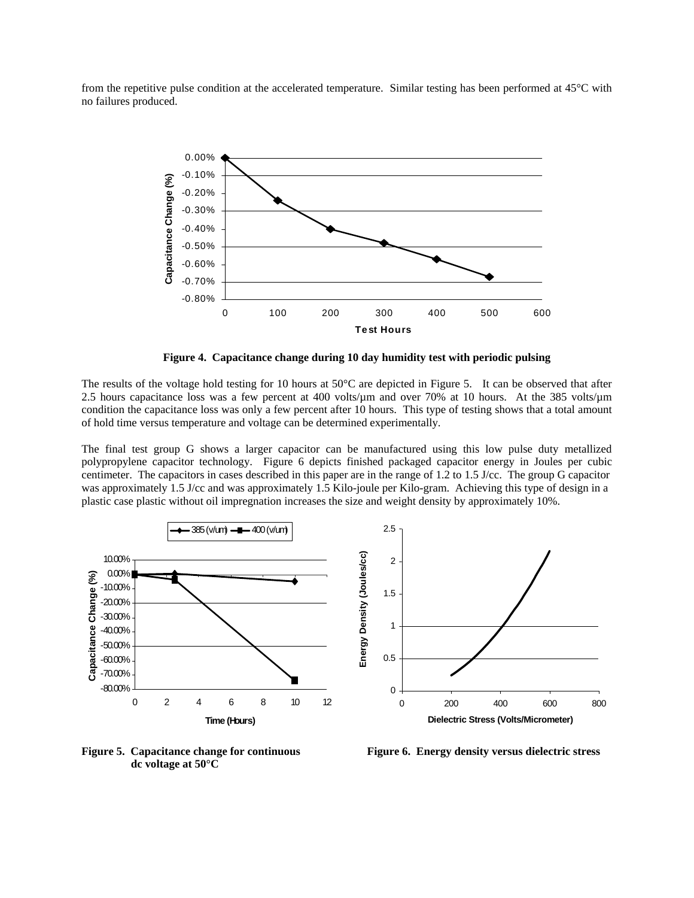from the repetitive pulse condition at the accelerated temperature. Similar testing has been performed at 45°C with no failures produced.

**Figure 4. Capacitance change during 10 day humidity test with periodic pulsing**

The results of the voltage hold testing for 10 hours at 50°C are depicted in Figure 5. It can be observed that after 2.5 hours capacitance loss was a few percent at 400 volts/µm and over 70% at 10 hours. At the 385 volts/µm condition the capacitance loss was only a few percent after 10 hours. This type of testing shows that a total amount of hold time versus temperature and voltage can be determined experimentally.

The final test group G shows a larger capacitor can be manufactured using this low pulse duty metallized polypropylene capacitor technology. Figure 6 depicts finished packaged capacitor energy in Joules per cubic centimeter. The capacitors in cases described in this paper are in the range of 1.2 to 1.5 J/cc. The group G capacitor was approximately 1.5 J/cc and was approximately 1.5 Kilo-joule per Kilo-gram. Achieving this type of design in a plastic case plastic without oil impregnation increases the size and weight density by approximately 10%.

**Figure 5. Capacitance change for continuous dc voltage at 50°C**

**Figure 6. Energy density versus dielectric stress**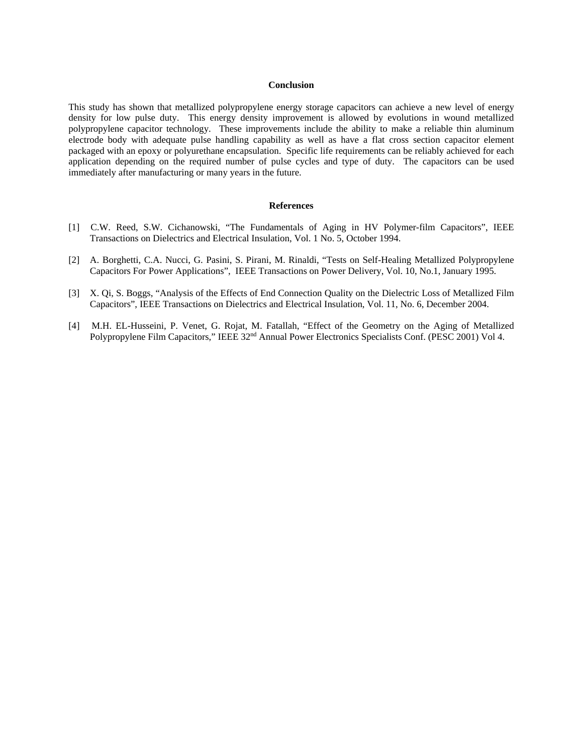## Conclusion

This study has shown that metallized polypropylene energy storage capacitors can achieve a new level of energy density for low pulse duty. This energy density improvement is allowed by evolutions in wound metallized polypropylene capacitor technology. These improvements include the ability to make a reliable thin aluminum electrode body with adequate pulse handling capability as well as have a flat cross section capacitor element packaged with an epoxy or polyurethane encapsulation. Specific life requirements can be reliably achieved for each application depending on the required number of pulse cycles and type of duty. The capacitors can be used immediately after manufacturing or many years in the future.

## References

[1] C.W. Reed, S.W. Cichanowski, "The Fundamentals of Aging in HV Polymer-film Capacitors", IEEE Transactions on Dielectrics and Electrical Insulation, Vol. 1 No. 5, October 1994.

[2] A. Borghetti, C.A. Nucci, G. Pasini, S. Pirani, M. Rinaldi, "Tests on Self-Healing Metallized Polypropylene Capacitors For Power Applications", IEEE Transactions on Power Delivery, Vol. 10, No.1, January 1995.

[3] X. Qi, S. Boggs, "Analysis of the Effects of End Connection Quality on the Dielectric Loss of Metallized Film Capacitors", IEEE Transactions on Dielectrics and Electrical Insulation, Vol. 11, No. 6, December 2004.

[4] M.H. EL-Husseini, P. Venet, G. Rojat, M. Fatallah, "Effect of the Geometry on the Aging of Metallized Polypropylene Film Capacitors," IEEE 32nd Annual Power Electronics Specialists Conf. (PESC 2001) Vol 4.